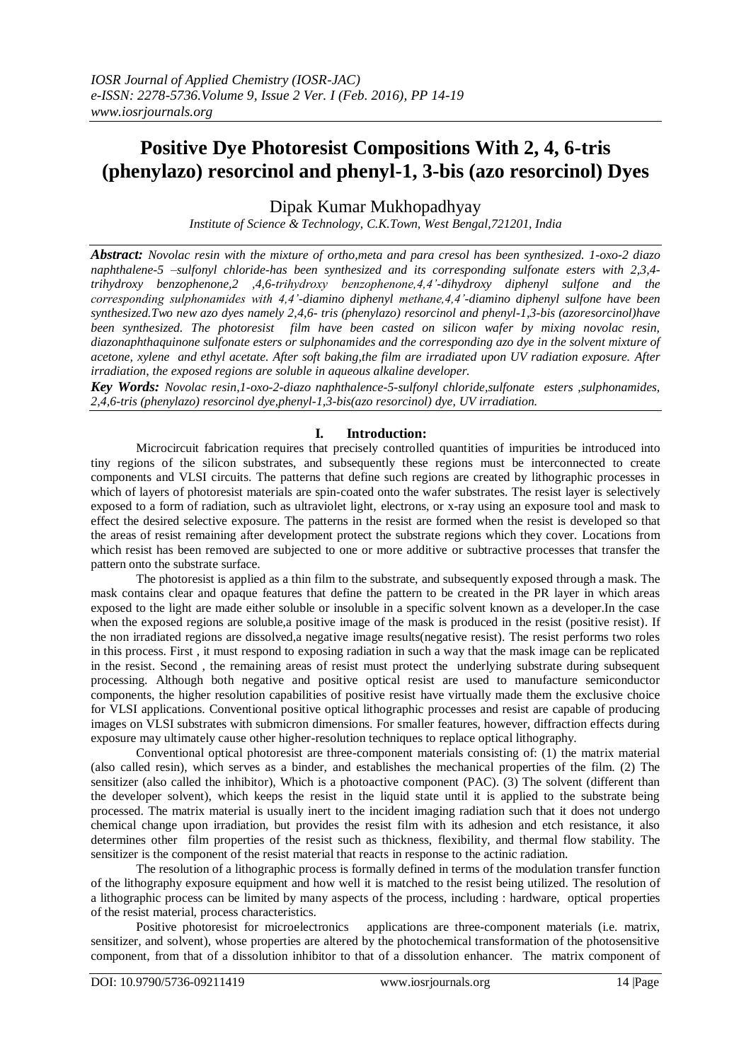# Positive Dye Photoresist Compositions With 2, 4, 6-tris (phenylazo) resorcinol and phenyl-1, 3-bis (azo resorcinol) Dyes

Dipak Kumar Mukhopadhyay

*Institute of Science & Technology, C.K.Town, West Bengal,721201, India*

***Abstract:*** *Novolac resin with the mixture of ortho,meta and para cresol has been synthesized. 1-oxo-2 diazo naphthalene-5 –sulfonyl chloride-has been synthesized and its corresponding sulfonate esters with 2,3,4-trihydroxy benzophenone,2 ,4,6-trihydroxy benzophenone,4,4'-dihydroxy diphenyl sulfone and the corresponding sulphonamides with 4,4'-diamino diphenyl methane,4,4'-diamino diphenyl sulfone have been synthesized.Two new azo dyes namely 2,4,6- tris (phenylazo) resorcinol and phenyl-1,3-bis (azoresorcinol)have been synthesized. The photoresist film have been casted on silicon wafer by mixing novolac resin, diazonaphthaquinone sulfonate esters or sulphonamides and the corresponding azo dye in the solvent mixture of acetone, xylene and ethyl acetate. After soft baking,the film are irradiated upon UV radiation exposure. After irradiation, the exposed regions are soluble in aqueous alkaline developer.*

***Key Words:*** *Novolac resin,1-oxo-2-diazo naphthalence-5-sulfonyl chloride,sulfonate esters ,sulphonamides, 2,4,6-tris (phenylazo) resorcinol dye,phenyl-1,3-bis(azo resorcinol) dye, UV irradiation.*

## I. Introduction:

Microcircuit fabrication requires that precisely controlled quantities of impurities be introduced into tiny regions of the silicon substrates, and subsequently these regions must be interconnected to create components and VLSI circuits. The patterns that define such regions are created by lithographic processes in which of layers of photoresist materials are spin-coated onto the wafer substrates. The resist layer is selectively exposed to a form of radiation, such as ultraviolet light, electrons, or x-ray using an exposure tool and mask to effect the desired selective exposure. The patterns in the resist are formed when the resist is developed so that the areas of resist remaining after development protect the substrate regions which they cover. Locations from which resist has been removed are subjected to one or more additive or subtractive processes that transfer the pattern onto the substrate surface.

The photoresist is applied as a thin film to the substrate, and subsequently exposed through a mask. The mask contains clear and opaque features that define the pattern to be created in the PR layer in which areas exposed to the light are made either soluble or insoluble in a specific solvent known as a developer.In the case when the exposed regions are soluble,a positive image of the mask is produced in the resist (positive resist). If the non irradiated regions are dissolved,a negative image results(negative resist). The resist performs two roles in this process. First , it must respond to exposing radiation in such a way that the mask image can be replicated in the resist. Second , the remaining areas of resist must protect the underlying substrate during subsequent processing. Although both negative and positive optical resist are used to manufacture semiconductor components, the higher resolution capabilities of positive resist have virtually made them the exclusive choice for VLSI applications. Conventional positive optical lithographic processes and resist are capable of producing images on VLSI substrates with submicron dimensions. For smaller features, however, diffraction effects during exposure may ultimately cause other higher-resolution techniques to replace optical lithography.

Conventional optical photoresist are three-component materials consisting of: (1) the matrix material (also called resin), which serves as a binder, and establishes the mechanical properties of the film. (2) The sensitizer (also called the inhibitor), Which is a photoactive component (PAC). (3) The solvent (different than the developer solvent), which keeps the resist in the liquid state until it is applied to the substrate being processed. The matrix material is usually inert to the incident imaging radiation such that it does not undergo chemical change upon irradiation, but provides the resist film with its adhesion and etch resistance, it also determines other film properties of the resist such as thickness, flexibility, and thermal flow stability. The sensitizer is the component of the resist material that reacts in response to the actinic radiation.

The resolution of a lithographic process is formally defined in terms of the modulation transfer function of the lithography exposure equipment and how well it is matched to the resist being utilized. The resolution of a lithographic process can be limited by many aspects of the process, including : hardware, optical properties of the resist material, process characteristics.

Positive photoresist for microelectronics applications are three-component materials (i.e. matrix, sensitizer, and solvent), whose properties are altered by the photochemical transformation of the photosensitive component, from that of a dissolution inhibitor to that of a dissolution enhancer. The matrix component of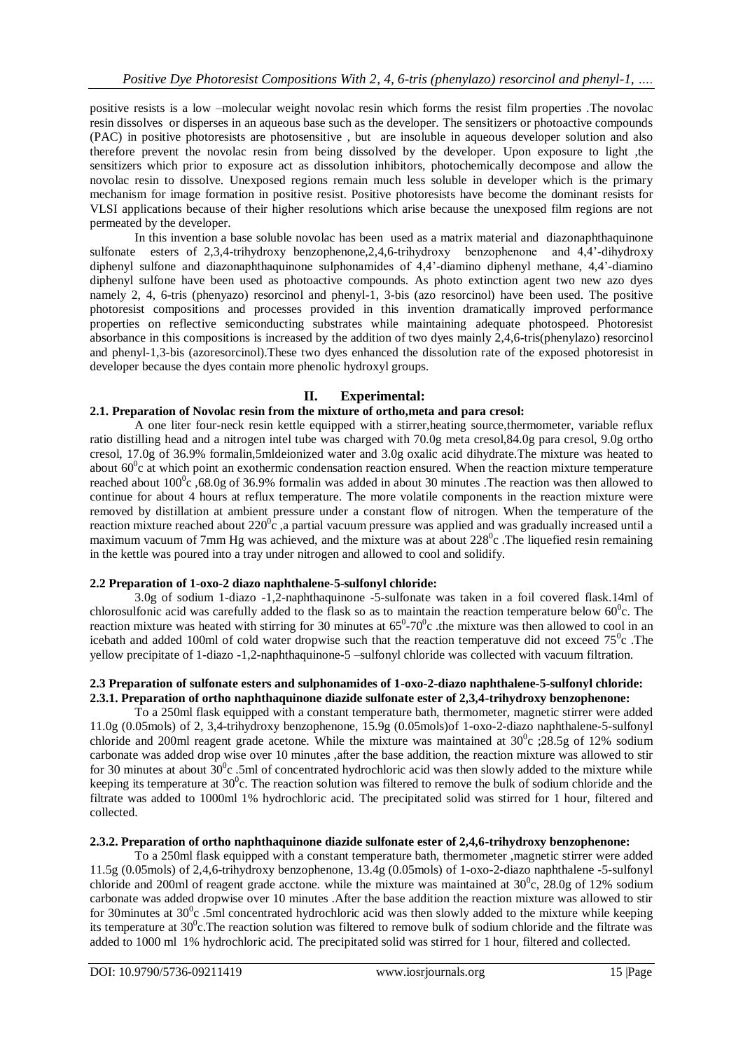positive resists is a low –molecular weight novolac resin which forms the resist film properties .The novolac resin dissolves or disperses in an aqueous base such as the developer. The sensitizers or photoactive compounds (PAC) in positive photoresists are photosensitive , but are insoluble in aqueous developer solution and also therefore prevent the novolac resin from being dissolved by the developer. Upon exposure to light ,the sensitizers which prior to exposure act as dissolution inhibitors, photochemically decompose and allow the novolac resin to dissolve. Unexposed regions remain much less soluble in developer which is the primary mechanism for image formation in positive resist. Positive photoresists have become the dominant resists for VLSI applications because of their higher resolutions which arise because the unexposed film regions are not permeated by the developer.

In this invention a base soluble novolac has been used as a matrix material and diazonaphthaquinone sulfonate esters of 2,3,4-trihydroxy benzophenone,2,4,6-trihydroxy benzophenone and 4,4'-dihydroxy diphenyl sulfone and diazonaphthaquinone sulphonamides of 4,4'-diamino diphenyl methane, 4,4'-diamino diphenyl sulfone have been used as photoactive compounds. As photo extinction agent two new azo dyes namely 2, 4, 6-tris (phenyazo) resorcinol and phenyl-1, 3-bis (azo resorcinol) have been used. The positive photoresist compositions and processes provided in this invention dramatically improved performance properties on reflective semiconducting substrates while maintaining adequate photospeed. Photoresist absorbance in this compositions is increased by the addition of two dyes mainly 2,4,6-tris(phenylazo) resorcinol and phenyl-1,3-bis (azoresorcinol).These two dyes enhanced the dissolution rate of the exposed photoresist in developer because the dyes contain more phenolic hydroxyl groups.

## II. Experimental:

### 2.1. Preparation of Novolac resin from the mixture of ortho,meta and para cresol:

A one liter four-neck resin kettle equipped with a stirrer,heating source,thermometer, variable reflux ratio distilling head and a nitrogen intel tube was charged with 70.0g meta cresol,84.0g para cresol, 9.0g ortho cresol, 17.0g of 36.9% formalin,5mldeionized water and 3.0g oxalic acid dihydrate.The mixture was heated to about $60^0$c at which point an exothermic condensation reaction ensured. When the reaction mixture temperature reached about $100^0$c ,68.0g of 36.9% formalin was added in about 30 minutes .The reaction was then allowed to continue for about 4 hours at reflux temperature. The more volatile components in the reaction mixture were removed by distillation at ambient pressure under a constant flow of nitrogen. When the temperature of the reaction mixture reached about $220^0$c ,a partial vacuum pressure was applied and was gradually increased until a maximum vacuum of 7mm Hg was achieved, and the mixture was at about $228^0$c .The liquefied resin remaining in the kettle was poured into a tray under nitrogen and allowed to cool and solidify.

### 2.2 Preparation of 1-oxo-2 diazo naphthalene-5-sulfonyl chloride:

3.0g of sodium 1-diazo -1,2-naphthaquinone -5-sulfonate was taken in a foil covered flask.14ml of chlorosulfonic acid was carefully added to the flask so as to maintain the reaction temperature below $60^0$c. The reaction mixture was heated with stirring for 30 minutes at $65^0$-$70^0$c .the mixture was then allowed to cool in an icebath and added 100ml of cold water dropwise such that the reaction temperatuve did not exceed $75^0$c .The yellow precipitate of 1-diazo -1,2-naphthaquinone-5 –sulfonyl chloride was collected with vacuum filtration.

### 2.3 Preparation of sulfonate esters and sulphonamides of 1-oxo-2-diazo naphthalene-5-sulfonyl chloride:

#### 2.3.1. Preparation of ortho naphthaquinone diazide sulfonate ester of 2,3,4-trihydroxy benzophenone:

To a 250ml flask equipped with a constant temperature bath, thermometer, magnetic stirrer were added 11.0g (0.05mols) of 2, 3,4-trihydroxy benzophenone, 15.9g (0.05mols)of 1-oxo-2-diazo naphthalene-5-sulfonyl chloride and 200ml reagent grade acetone. While the mixture was maintained at $30^0$c ;28.5g of 12% sodium carbonate was added drop wise over 10 minutes ,after the base addition, the reaction mixture was allowed to stir for 30 minutes at about $30^0$c .5ml of concentrated hydrochloric acid was then slowly added to the mixture while keeping its temperature at $30^0$c. The reaction solution was filtered to remove the bulk of sodium chloride and the filtrate was added to 1000ml 1% hydrochloric acid. The precipitated solid was stirred for 1 hour, filtered and collected.

#### 2.3.2. Preparation of ortho naphthaquinone diazide sulfonate ester of 2,4,6-trihydroxy benzophenone:

To a 250ml flask equipped with a constant temperature bath, thermometer ,magnetic stirrer were added 11.5g (0.05mols) of 2,4,6-trihydroxy benzophenone, 13.4g (0.05mols) of 1-oxo-2-diazo naphthalene -5-sulfonyl chloride and 200ml of reagent grade acctone. while the mixture was maintained at $30^0$c, 28.0g of 12% sodium carbonate was added dropwise over 10 minutes .After the base addition the reaction mixture was allowed to stir for 30minutes at $30^0$c .5ml concentrated hydrochloric acid was then slowly added to the mixture while keeping its temperature at $30^0$c.The reaction solution was filtered to remove bulk of sodium chloride and the filtrate was added to 1000 ml 1% hydrochloric acid. The precipitated solid was stirred for 1 hour, filtered and collected.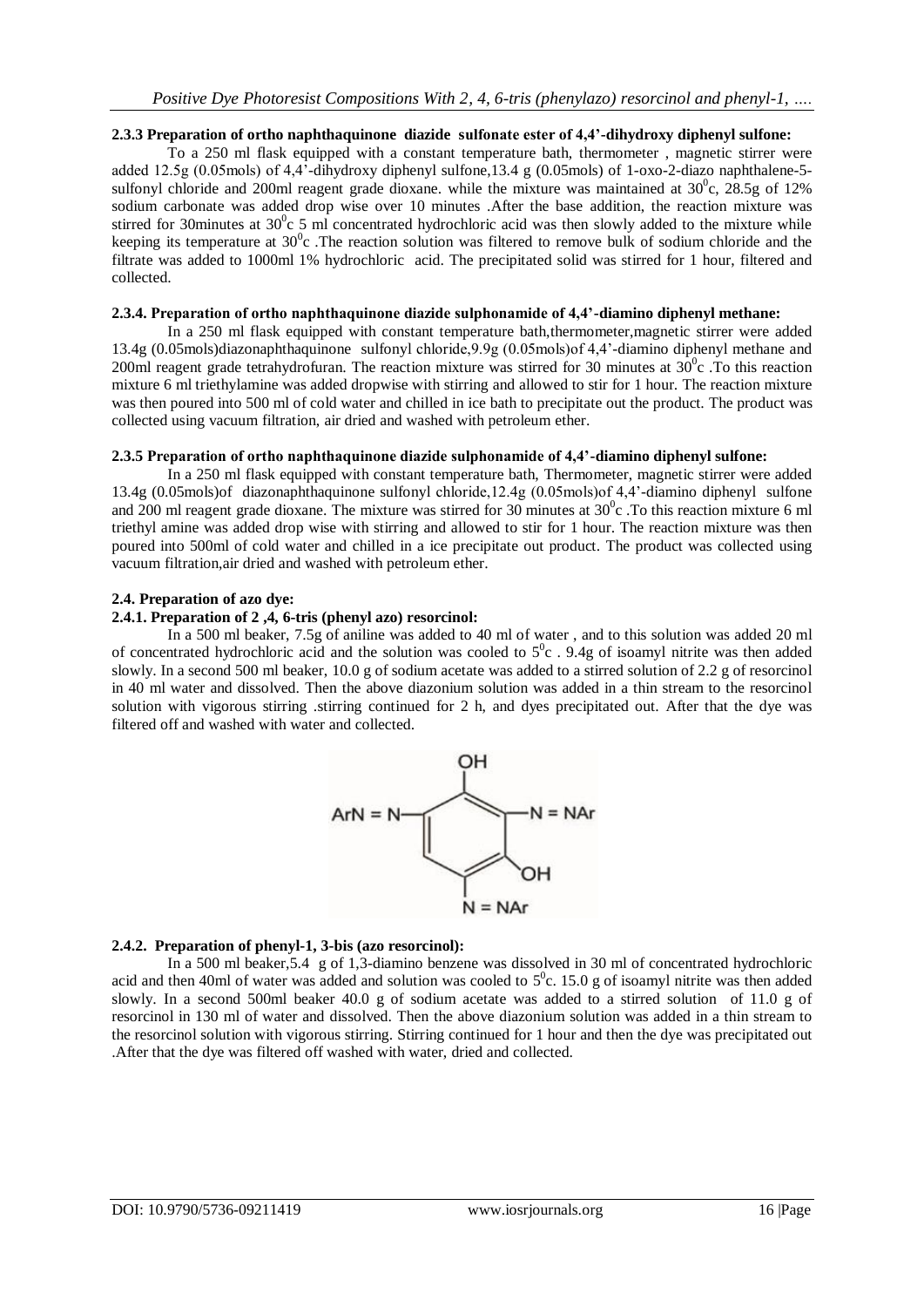### 2.3.3 Preparation of ortho naphthaquinone diazide sulfonate ester of 4,4'-dihydroxy diphenyl sulfone:

To a 250 ml flask equipped with a constant temperature bath, thermometer , magnetic stirrer were added 12.5g (0.05mols) of 4,4'-dihydroxy diphenyl sulfone,13.4 g (0.05mols) of 1-oxo-2-diazo naphthalene-5-sulfonyl chloride and 200ml reagent grade dioxane. while the mixture was maintained at $30^0$c, 28.5g of 12% sodium carbonate was added drop wise over 10 minutes .After the base addition, the reaction mixture was stirred for 30minutes at $30^0$c 5 ml concentrated hydrochloric acid was then slowly added to the mixture while keeping its temperature at $30^0$c .The reaction solution was filtered to remove bulk of sodium chloride and the filtrate was added to 1000ml 1% hydrochloric acid. The precipitated solid was stirred for 1 hour, filtered and collected.

### 2.3.4. Preparation of ortho naphthaquinone diazide sulphonamide of 4,4'-diamino diphenyl methane:

In a 250 ml flask equipped with constant temperature bath,thermometer,magnetic stirrer were added 13.4g (0.05mols)diazonaphthaquinone sulfonyl chloride,9.9g (0.05mols)of 4,4'-diamino diphenyl methane and 200ml reagent grade tetrahydrofuran. The reaction mixture was stirred for 30 minutes at $30^0$c .To this reaction mixture 6 ml triethylamine was added dropwise with stirring and allowed to stir for 1 hour. The reaction mixture was then poured into 500 ml of cold water and chilled in ice bath to precipitate out the product. The product was collected using vacuum filtration, air dried and washed with petroleum ether.

### 2.3.5 Preparation of ortho naphthaquinone diazide sulphonamide of 4,4'-diamino diphenyl sulfone:

In a 250 ml flask equipped with constant temperature bath, Thermometer, magnetic stirrer were added 13.4g (0.05mols)of diazonaphthaquinone sulfonyl chloride,12.4g (0.05mols)of 4,4'-diamino diphenyl sulfone and 200 ml reagent grade dioxane. The mixture was stirred for 30 minutes at $30^0$c .To this reaction mixture 6 ml triethyl amine was added drop wise with stirring and allowed to stir for 1 hour. The reaction mixture was then poured into 500ml of cold water and chilled in a ice precipitate out product. The product was collected using vacuum filtration,air dried and washed with petroleum ether.

### 2.4. Preparation of azo dye:

### 2.4.1. Preparation of 2 ,4, 6-tris (phenyl azo) resorcinol:

In a 500 ml beaker, 7.5g of aniline was added to 40 ml of water , and to this solution was added 20 ml of concentrated hydrochloric acid and the solution was cooled to $5^0$c . 9.4g of isoamyl nitrite was then added slowly. In a second 500 ml beaker, 10.0 g of sodium acetate was added to a stirred solution of 2.2 g of resorcinol in 40 ml water and dissolved. Then the above diazonium solution was added in a thin stream to the resorcinol solution with vigorous stirring .stirring continued for 2 h, and dyes precipitated out. After that the dye was filtered off and washed with water and collected.

OH

ArN = N

N = NAr

OH

N = NAr

### 2.4.2. Preparation of phenyl-1, 3-bis (azo resorcinol):

In a 500 ml beaker,5.4 g of 1,3-diamino benzene was dissolved in 30 ml of concentrated hydrochloric acid and then 40ml of water was added and solution was cooled to $5^0$c. 15.0 g of isoamyl nitrite was then added slowly. In a second 500ml beaker 40.0 g of sodium acetate was added to a stirred solution of 11.0 g of resorcinol in 130 ml of water and dissolved. Then the above diazonium solution was added in a thin stream to the resorcinol solution with vigorous stirring. Stirring continued for 1 hour and then the dye was precipitated out .After that the dye was filtered off washed with water, dried and collected.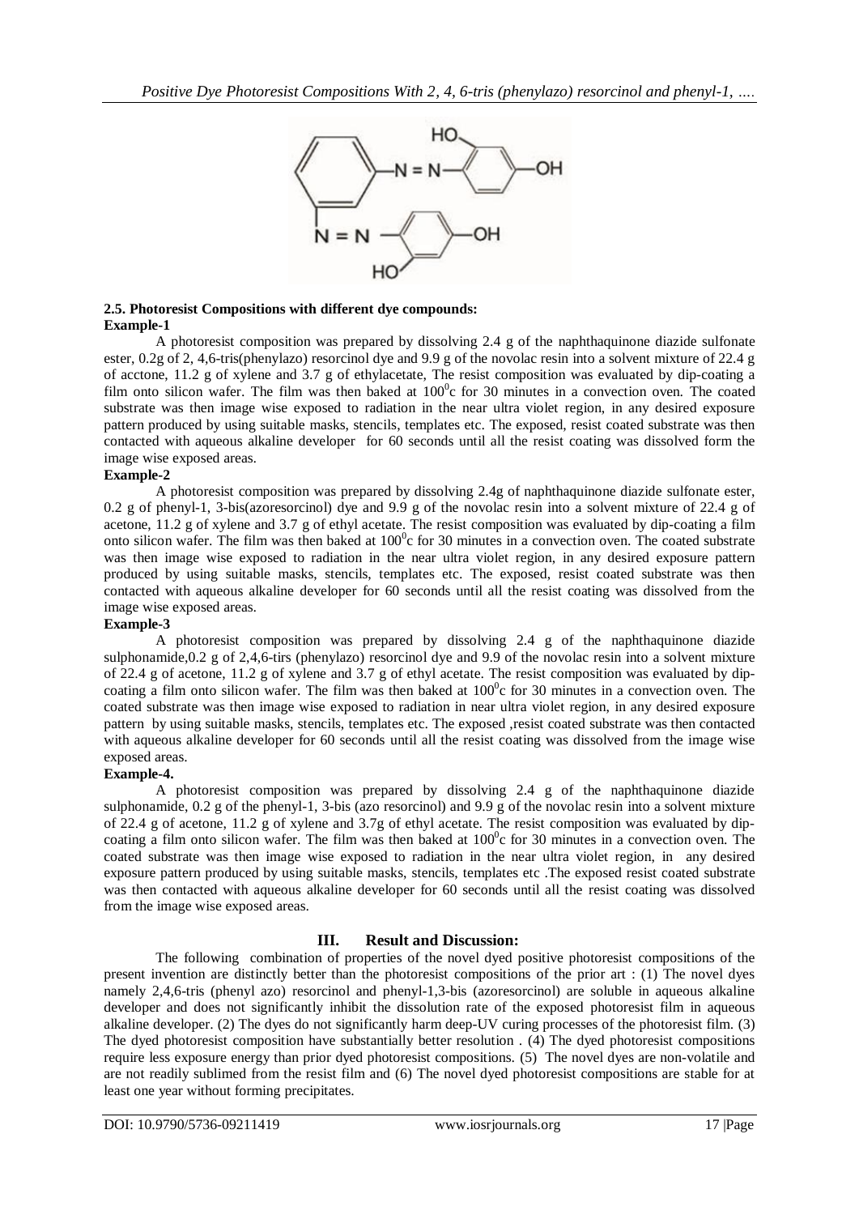## 2.5. Photoresist Compositions with different dye compounds:

**Example-1**

A photoresist composition was prepared by dissolving 2.4 g of the naphthaquinone diazide sulfonate ester, 0.2g of 2, 4,6-tris(phenylazo) resorcinol dye and 9.9 g of the novolac resin into a solvent mixture of 22.4 g of acctone, 11.2 g of xylene and 3.7 g of ethylacetate, The resist composition was evaluated by dip-coating a film onto silicon wafer. The film was then baked at $100^0$c for 30 minutes in a convection oven. The coated substrate was then image wise exposed to radiation in the near ultra violet region, in any desired exposure pattern produced by using suitable masks, stencils, templates etc. The exposed, resist coated substrate was then contacted with aqueous alkaline developer for 60 seconds until all the resist coating was dissolved form the image wise exposed areas.

**Example-2**

A photoresist composition was prepared by dissolving 2.4g of naphthaquinone diazide sulfonate ester, 0.2 g of phenyl-1, 3-bis(azoresorcinol) dye and 9.9 g of the novolac resin into a solvent mixture of 22.4 g of acetone, 11.2 g of xylene and 3.7 g of ethyl acetate. The resist composition was evaluated by dip-coating a film onto silicon wafer. The film was then baked at $100^0$c for 30 minutes in a convection oven. The coated substrate was then image wise exposed to radiation in the near ultra violet region, in any desired exposure pattern produced by using suitable masks, stencils, templates etc. The exposed, resist coated substrate was then contacted with aqueous alkaline developer for 60 seconds until all the resist coating was dissolved from the image wise exposed areas.

**Example-3**

A photoresist composition was prepared by dissolving 2.4 g of the naphthaquinone diazide sulphonamide,0.2 g of 2,4,6-tirs (phenylazo) resorcinol dye and 9.9 of the novolac resin into a solvent mixture of 22.4 g of acetone, 11.2 g of xylene and 3.7 g of ethyl acetate. The resist composition was evaluated by dip-coating a film onto silicon wafer. The film was then baked at $100^0$c for 30 minutes in a convection oven. The coated substrate was then image wise exposed to radiation in near ultra violet region, in any desired exposure pattern by using suitable masks, stencils, templates etc. The exposed ,resist coated substrate was then contacted with aqueous alkaline developer for 60 seconds until all the resist coating was dissolved from the image wise exposed areas.

**Example-4.**

A photoresist composition was prepared by dissolving 2.4 g of the naphthaquinone diazide sulphonamide, 0.2 g of the phenyl-1, 3-bis (azo resorcinol) and 9.9 g of the novolac resin into a solvent mixture of 22.4 g of acetone, 11.2 g of xylene and 3.7g of ethyl acetate. The resist composition was evaluated by dip-coating a film onto silicon wafer. The film was then baked at $100^0$c for 30 minutes in a convection oven. The coated substrate was then image wise exposed to radiation in the near ultra violet region, in any desired exposure pattern produced by using suitable masks, stencils, templates etc .The exposed resist coated substrate was then contacted with aqueous alkaline developer for 60 seconds until all the resist coating was dissolved from the image wise exposed areas.

# III. Result and Discussion:

The following combination of properties of the novel dyed positive photoresist compositions of the present invention are distinctly better than the photoresist compositions of the prior art : (1) The novel dyes namely 2,4,6-tris (phenyl azo) resorcinol and phenyl-1,3-bis (azoresorcinol) are soluble in aqueous alkaline developer and does not significantly inhibit the dissolution rate of the exposed photoresist film in aqueous alkaline developer. (2) The dyes do not significantly harm deep-UV curing processes of the photoresist film. (3) The dyed photoresist composition have substantially better resolution . (4) The dyed photoresist compositions require less exposure energy than prior dyed photoresist compositions. (5) The novel dyes are non-volatile and are not readily sublimed from the resist film and (6) The novel dyed photoresist compositions are stable for at least one year without forming precipitates.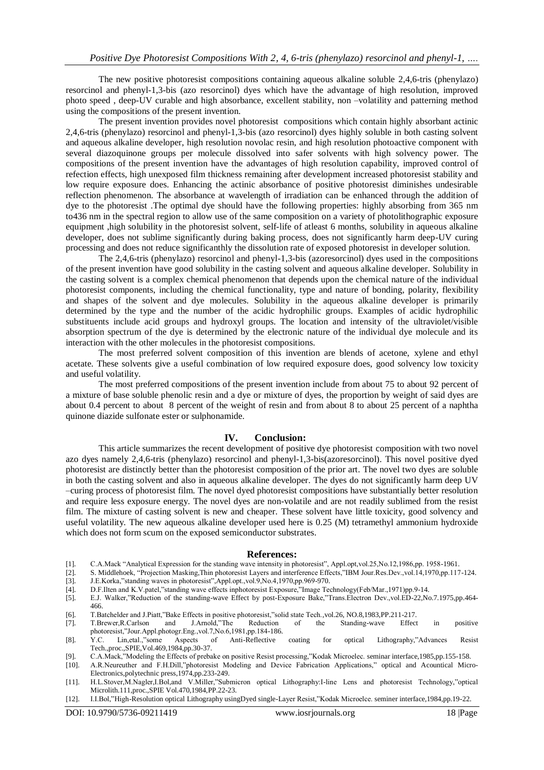The new positive photoresist compositions containing aqueous alkaline soluble 2,4,6-tris (phenylazo) resorcinol and phenyl-1,3-bis (azo resorcinol) dyes which have the advantage of high resolution, improved photo speed , deep-UV curable and high absorbance, excellent stability, non –volatility and patterning method using the compositions of the present invention.

The present invention provides novel photoresist compositions which contain highly absorbant actinic 2,4,6-tris (phenylazo) resorcinol and phenyl-1,3-bis (azo resorcinol) dyes highly soluble in both casting solvent and aqueous alkaline developer, high resolution novolac resin, and high resolution photoactive component with several diazoquinone groups per molecule dissolved into safer solvents with high solvency power. The compositions of the present invention have the advantages of high resolution capability, improved control of refection effects, high unexposed film thickness remaining after development increased photoresist stability and low require exposure does. Enhancing the actinic absorbance of positive photoresist diminishes undesirable reflection phenomenon. The absorbance at wavelength of irradiation can be enhanced through the addition of dye to the photoresist .The optimal dye should have the following properties: highly absorbing from 365 nm to436 nm in the spectral region to allow use of the same composition on a variety of photolithographic exposure equipment ,high solubility in the photoresist solvent, self-life of atleast 6 months, solubility in aqueous alkaline developer, does not sublime significantly during baking process, does not significantly harm deep-UV curing processing and does not reduce significanthly the dissolution rate of exposed photoresist in developer solution.

The 2,4,6-tris (phenylazo) resorcinol and phenyl-1,3-bis (azoresorcinol) dyes used in the compositions of the present invention have good solubility in the casting solvent and aqueous alkaline developer. Solubility in the casting solvent is a complex chemical phenomenon that depends upon the chemical nature of the individual photoresist components, including the chemical functionality, type and nature of bonding, polarity, flexibility and shapes of the solvent and dye molecules. Solubility in the aqueous alkaline developer is primarily determined by the type and the number of the acidic hydrophilic groups. Examples of acidic hydrophilic substituents include acid groups and hydroxyl groups. The location and intensity of the ultraviolet/visible absorption spectrum of the dye is determined by the electronic nature of the individual dye molecule and its interaction with the other molecules in the photoresist compositions.

The most preferred solvent composition of this invention are blends of acetone, xylene and ethyl acetate. These solvents give a useful combination of low required exposure does, good solvency low toxicity and useful volatility.

The most preferred compositions of the present invention include from about 75 to about 92 percent of a mixture of base soluble phenolic resin and a dye or mixture of dyes, the proportion by weight of said dyes are about 0.4 percent to about 8 percent of the weight of resin and from about 8 to about 25 percent of a naphtha quinone diazide sulfonate ester or sulphonamide.

## IV. Conclusion:

This article summarizes the recent development of positive dye photoresist composition with two novel azo dyes namely 2,4,6-tris (phenylazo) resorcinol and phenyl-1,3-bis(azoresorcinol). This novel positive dyed photoresist are distinctly better than the photoresist composition of the prior art. The novel two dyes are soluble in both the casting solvent and also in aqueous alkaline developer. The dyes do not significantly harm deep UV –curing process of photoresist film. The novel dyed photoresist compositions have substantially better resolution and require less exposure energy. The novel dyes are non-volatile and are not readily sublimed from the resist film. The mixture of casting solvent is new and cheaper. These solvent have little toxicity, good solvency and useful volatility. The new aqueous alkaline developer used here is 0.25 (M) tetramethyl ammonium hydroxide which does not form scum on the exposed semiconductor substrates.

## References:

[1]. C.A.Mack "Analytical Expression for the standing wave intensity in photoresist", Appl.opt,vol.25,No.12,1986,pp. 1958-1961.
[2]. S. Middlehoek, "Projection Masking,Thin photoresist Layers and interference Effects,"IBM Jour.Res.Dev.,vol.14,1970,pp.117-124.
[3]. J.E.Korka,"standing waves in photoresist",Appl.opt.,vol.9,No.4,1970,pp.969-970.
[4]. D.F.Ilten and K.V.patel,"standing wave effects inphotoresist Exposure,"Image Technology(Feb/Mar.,1971)pp.9-14.
[5]. E.J. Walker,"Reduction of the standing-wave Effect by post-Exposure Bake,"Trans.Electron Dev.,vol.ED-22,No.7.1975,pp.464-466.
[6]. T.Batchelder and J.Piatt,"Bake Effects in positive photoresist,"solid state Tech.,vol.26, NO.8,1983,PP.211-217.
[7]. T.Brewer,R.Carlson and J.Arnold,"The Reduction of the Standing-wave Effect in positive photoresist,"Jour.Appl.photogr.Eng.,vol.7,No.6,1981,pp.184-186.
[8]. Y.C. Lin,etal.,"some Aspects of Anti-Reflective coating for optical Lithography,"Advances Resist Tech.,proc.,SPIE,Vol.469,1984,pp.30-37.
[9]. C.A.Mack,"Modeling the Effects of prebake on positive Resist processing,"Kodak Microelec. seminar interface,1985,pp.155-158.
[10]. A.R.Neureuther and F.H.Dill,"photoresist Modeling and Device Fabrication Applications," optical and Acountical Micro-Electronics,polytechnic press,1974,pp.233-249.
[11]. H.L.Stover,M.Nagler,I.Bol,and V.Miller,"Submicron optical Lithography:I-line Lens and photoresist Technology,"optical Microlith.111,proc.,SPIE Vol.470,1984,PP.22-23.
[12]. I.I.Bol,"High-Resolution optical Lithography usingDyed single-Layer Resist,"Kodak Microelce. seminer interface,1984,pp.19-22.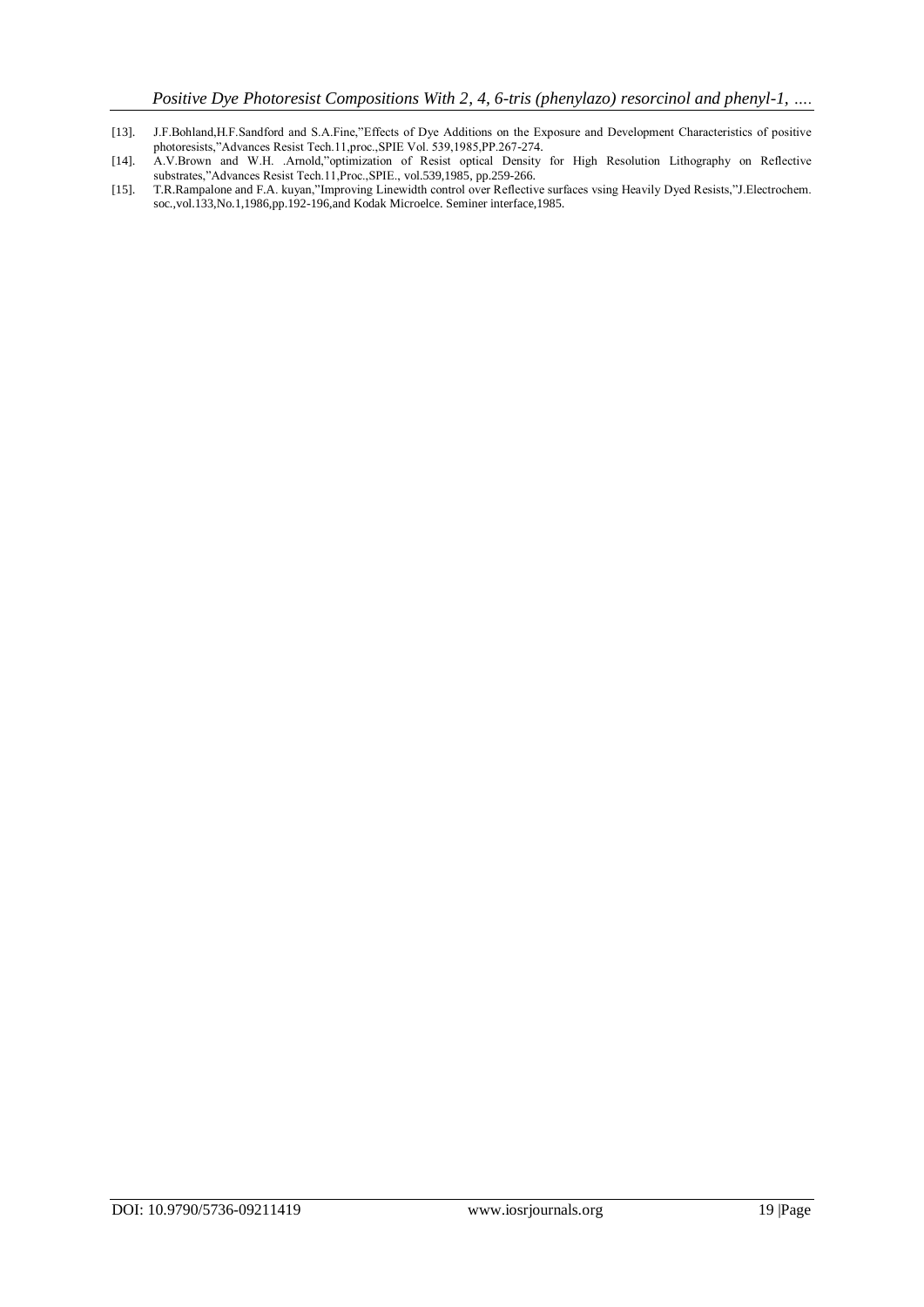[13]. J.F.Bohland,H.F.Sandford and S.A.Fine,"Effects of Dye Additions on the Exposure and Development Characteristics of positive photoresists,"Advances Resist Tech.11,proc.,SPIE Vol. 539,1985,PP.267-274.

[14]. A.V.Brown and W.H. .Arnold,"optimization of Resist optical Density for High Resolution Lithography on Reflective substrates,"Advances Resist Tech.11,Proc.,SPIE., vol.539,1985, pp.259-266.

[15]. T.R.Rampalone and F.A. kuyan,"Improving Linewidth control over Reflective surfaces vsing Heavily Dyed Resists,"J.Electrochem. soc.,vol.133,No.1,1986,pp.192-196,and Kodak Microelce. Seminer interface,1985.